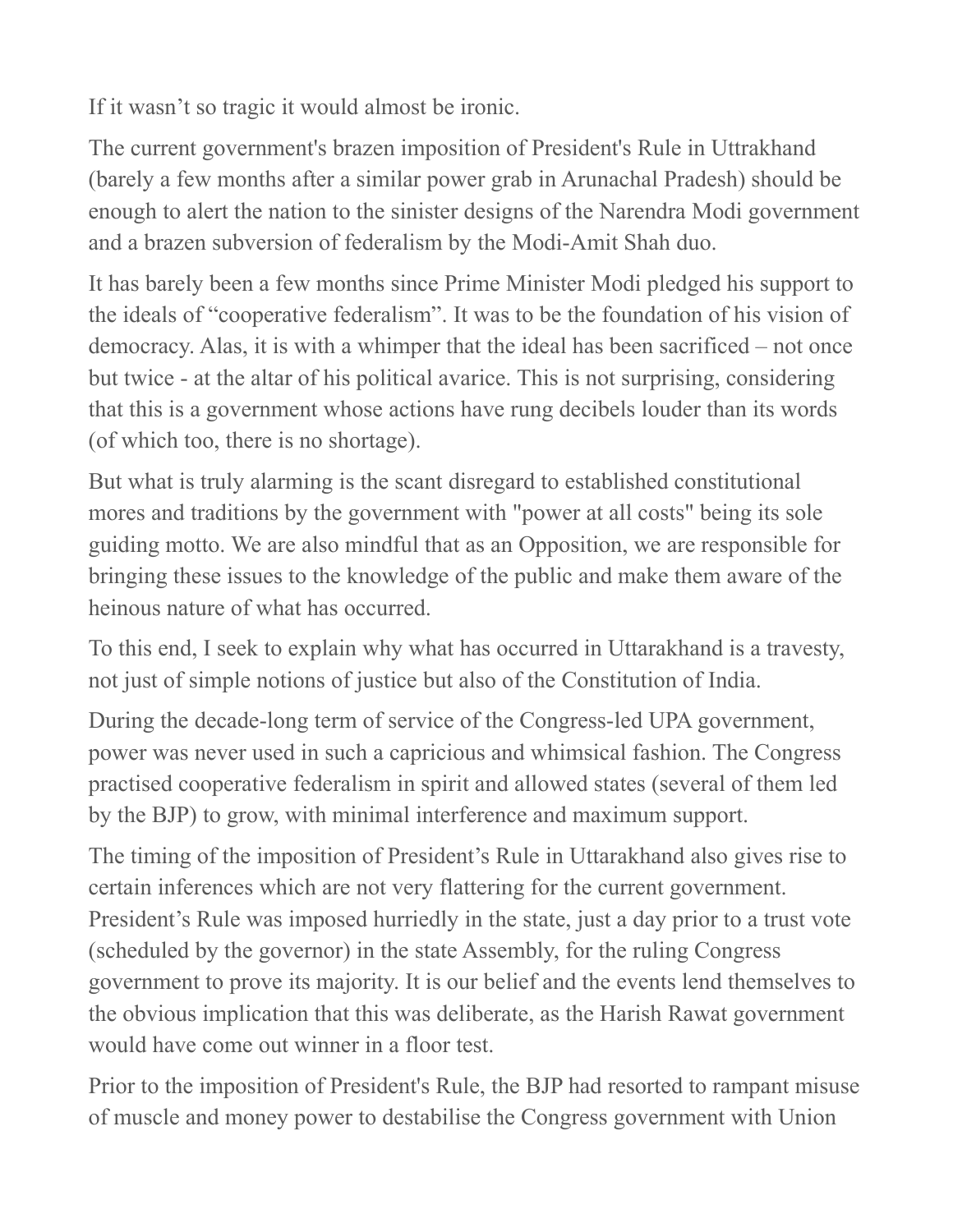If it wasn’t so tragic it would almost be ironic.

The current government's brazen imposition of President's Rule in Uttrakhand (barely a few months after a similar power grab in Arunachal Pradesh) should be enough to alert the nation to the sinister designs of the Narendra Modi government and a brazen subversion of federalism by the Modi-Amit Shah duo.

It has barely been a few months since Prime Minister Modi pledged his support to the ideals of “cooperative federalism”. It was to be the foundation of his vision of democracy. Alas, it is with a whimper that the ideal has been sacrificed – not once but twice - at the altar of his political avarice. This is not surprising, considering that this is a government whose actions have rung decibels louder than its words (of which too, there is no shortage).

But what is truly alarming is the scant disregard to established constitutional mores and traditions by the government with "power at all costs" being its sole guiding motto. We are also mindful that as an Opposition, we are responsible for bringing these issues to the knowledge of the public and make them aware of the heinous nature of what has occurred.

To this end, I seek to explain why what has occurred in Uttarakhand is a travesty, not just of simple notions of justice but also of the Constitution of India.

During the decade-long term of service of the Congress-led UPA government, power was never used in such a capricious and whimsical fashion. The Congress practised cooperative federalism in spirit and allowed states (several of them led by the BJP) to grow, with minimal interference and maximum support.

The timing of the imposition of President’s Rule in Uttarakhand also gives rise to certain inferences which are not very flattering for the current government. President’s Rule was imposed hurriedly in the state, just a day prior to a trust vote (scheduled by the governor) in the state Assembly, for the ruling Congress government to prove its majority. It is our belief and the events lend themselves to the obvious implication that this was deliberate, as the Harish Rawat government would have come out winner in a floor test.

Prior to the imposition of President's Rule, the BJP had resorted to rampant misuse of muscle and money power to destabilise the Congress government with Union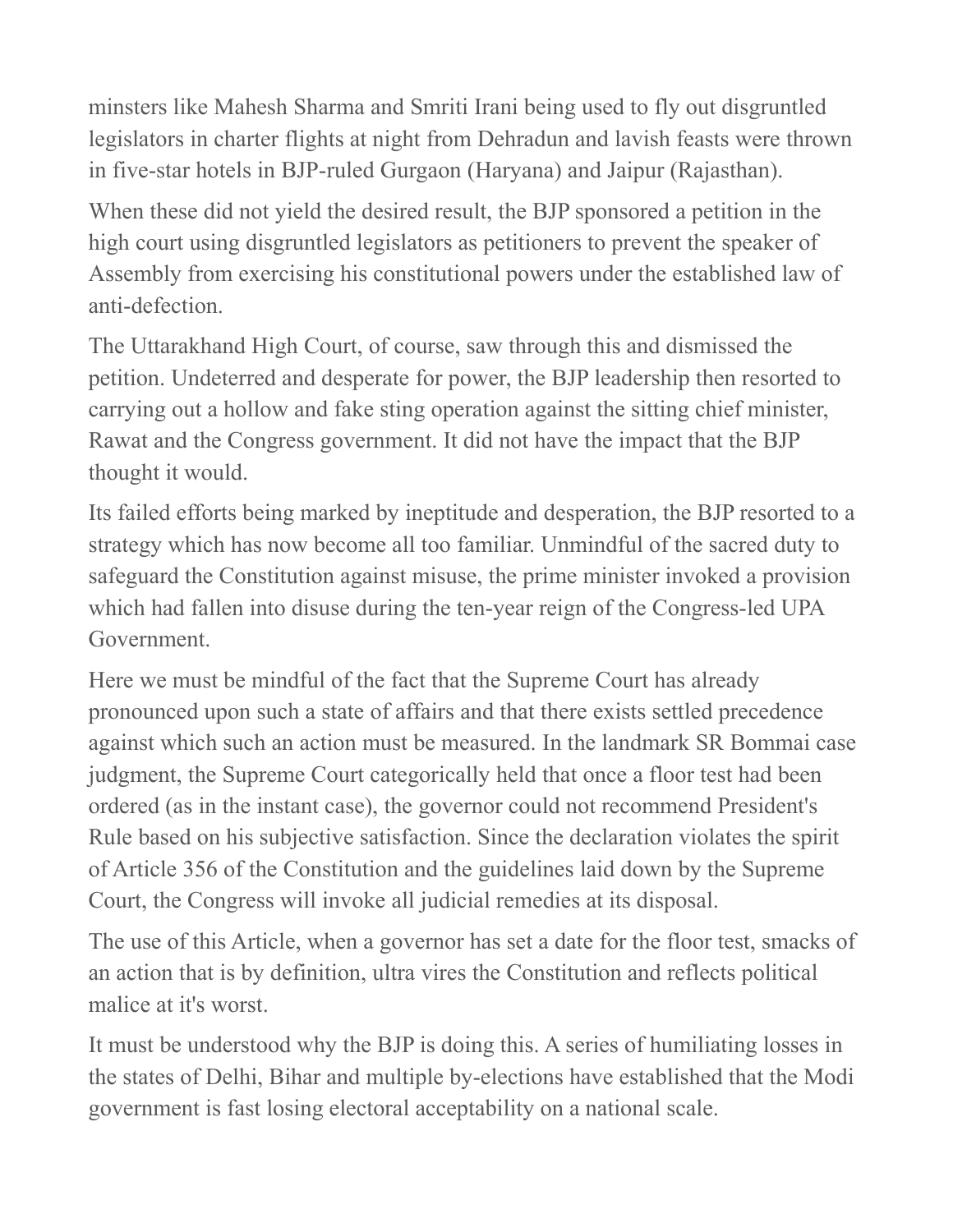minsters like Mahesh Sharma and Smriti Irani being used to fly out disgruntled legislators in charter flights at night from Dehradun and lavish feasts were thrown in five-star hotels in BJP-ruled Gurgaon (Haryana) and Jaipur (Rajasthan).

When these did not yield the desired result, the BJP sponsored a petition in the high court using disgruntled legislators as petitioners to prevent the speaker of Assembly from exercising his constitutional powers under the established law of anti-defection.

The Uttarakhand High Court, of course, saw through this and dismissed the petition. Undeterred and desperate for power, the BJP leadership then resorted to carrying out a hollow and fake sting operation against the sitting chief minister, Rawat and the Congress government. It did not have the impact that the BJP thought it would.

Its failed efforts being marked by ineptitude and desperation, the BJP resorted to a strategy which has now become all too familiar. Unmindful of the sacred duty to safeguard the Constitution against misuse, the prime minister invoked a provision which had fallen into disuse during the ten-year reign of the Congress-led UPA Government.

Here we must be mindful of the fact that the Supreme Court has already pronounced upon such a state of affairs and that there exists settled precedence against which such an action must be measured. In the landmark SR Bommai case judgment, the Supreme Court categorically held that once a floor test had been ordered (as in the instant case), the governor could not recommend President's Rule based on his subjective satisfaction. Since the declaration violates the spirit of Article 356 of the Constitution and the guidelines laid down by the Supreme Court, the Congress will invoke all judicial remedies at its disposal.

The use of this Article, when a governor has set a date for the floor test, smacks of an action that is by definition, ultra vires the Constitution and reflects political malice at it's worst.

It must be understood why the BJP is doing this. A series of humiliating losses in the states of Delhi, Bihar and multiple by-elections have established that the Modi government is fast losing electoral acceptability on a national scale.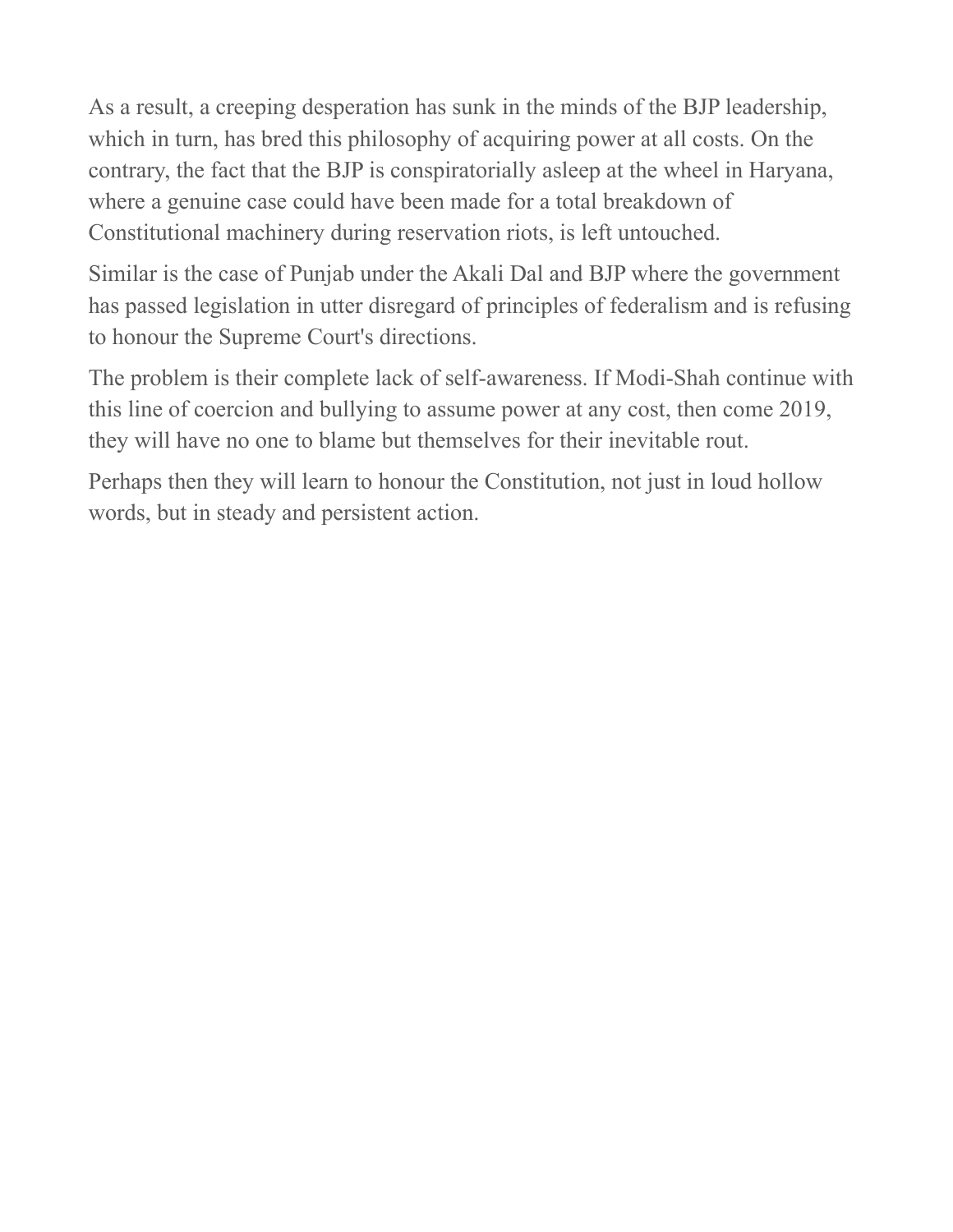As a result, a creeping desperation has sunk in the minds of the BJP leadership, which in turn, has bred this philosophy of acquiring power at all costs. On the contrary, the fact that the BJP is conspiratorially asleep at the wheel in Haryana, where a genuine case could have been made for a total breakdown of Constitutional machinery during reservation riots, is left untouched.

Similar is the case of Punjab under the Akali Dal and BJP where the government has passed legislation in utter disregard of principles of federalism and is refusing to honour the Supreme Court's directions.

The problem is their complete lack of self-awareness. If Modi-Shah continue with this line of coercion and bullying to assume power at any cost, then come 2019, they will have no one to blame but themselves for their inevitable rout.

Perhaps then they will learn to honour the Constitution, not just in loud hollow words, but in steady and persistent action.